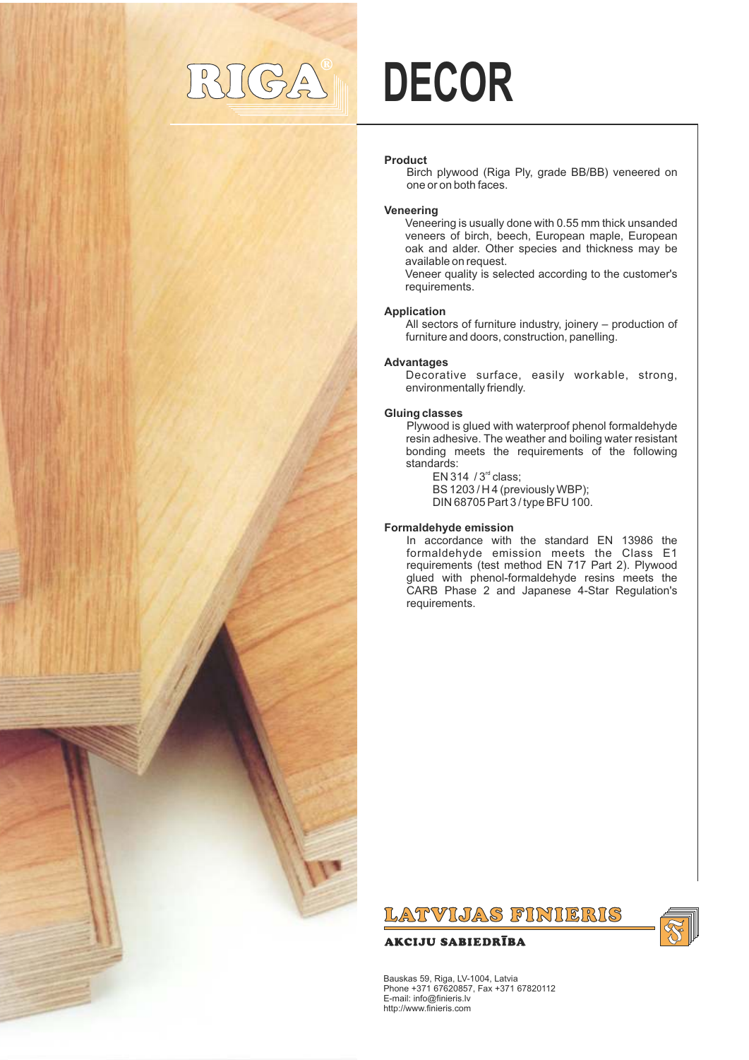RIGA®

# DECOR

**Product**

Birch plywood (Riga Ply, grade BB/BB) veneered on one or on both faces.

**Veneering**

Veneering is usually done with 0.55 mm thick unsanded veneers of birch, beech, European maple, European oak and alder. Other species and thickness may be available on request.

Veneer quality is selected according to the customer's requirements.

**Application**

All sectors of furniture industry, joinery – production of furniture and doors, construction, panelling.

**Advantages**

Decorative surface, easily workable, strong, environmentally friendly.

**Gluing classes**

Plywood is glued with waterproof phenol formaldehyde resin adhesive. The weather and boiling water resistant bonding meets the requirements of the following standards:

EN 314 / 3rd class;
BS 1203 / H 4 (previously WBP);
DIN 68705 Part 3 / type BFU 100.

**Formaldehyde emission**

In accordance with the standard EN 13986 the formaldehyde emission meets the Class E1 requirements (test method EN 717 Part 2). Plywood glued with phenol-formaldehyde resins meets the CARB Phase 2 and Japanese 4-Star Regulation's requirements.

LATVIJAS FINIERIS

AKCIJU SABIEDRĪBA

Bauskas 59, Riga, LV-1004, Latvia
Phone +371 67620857, Fax +371 67820112
E-mail: info@finieris.lv
http://www.finieris.com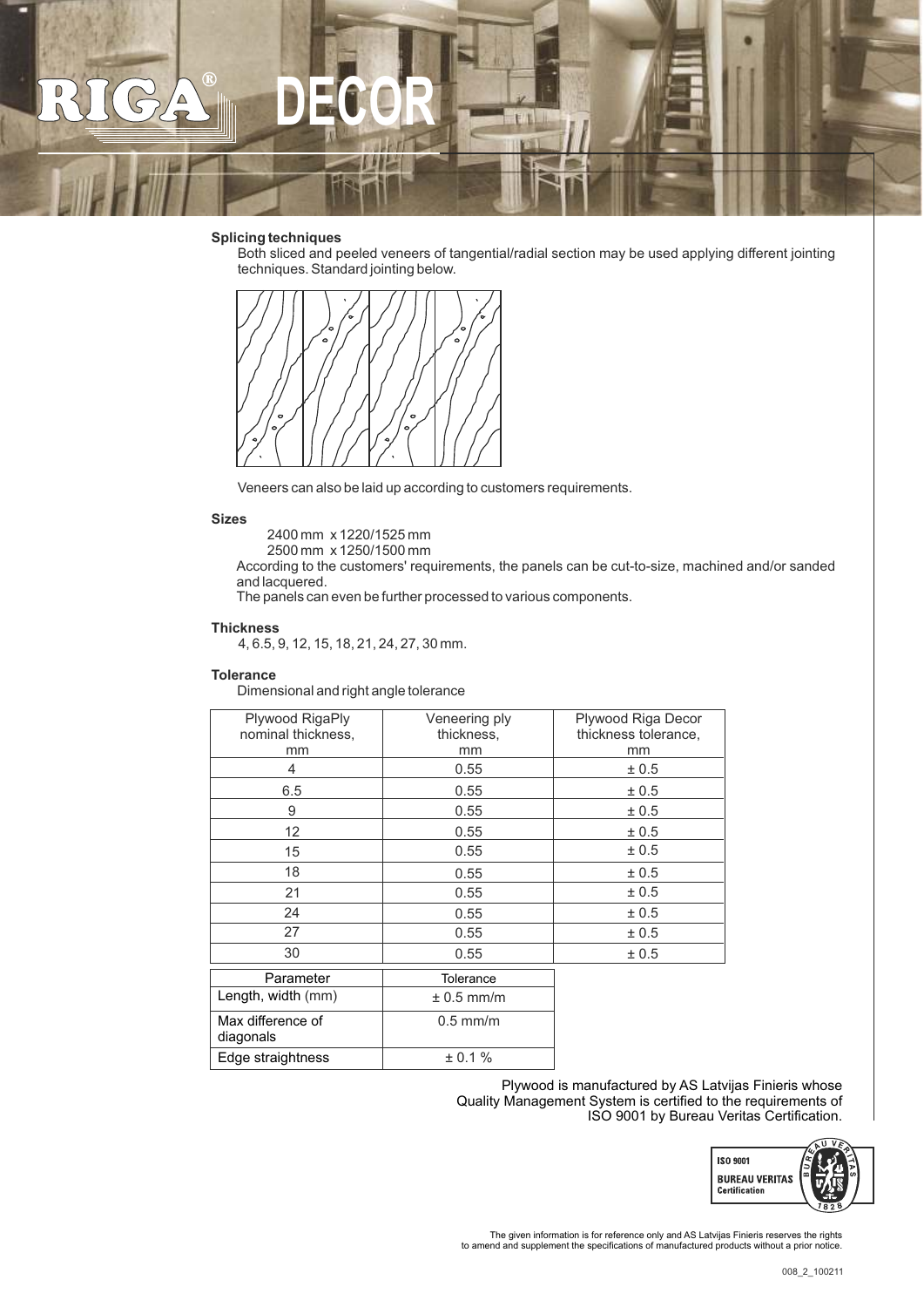# RIGA® DECOR

### Splicing techniques

Both sliced and peeled veneers of tangential/radial section may be used applying different jointing techniques. Standard jointing below.

Veneers can also be laid up according to customers requirements.

### Sizes

2400 mm x 1220/1525 mm
2500 mm x 1250/1500 mm

According to the customers' requirements, the panels can be cut-to-size, machined and/or sanded and lacquered.
The panels can even be further processed to various components.

### Thickness

4, 6.5, 9, 12, 15, 18, 21, 24, 27, 30 mm.

### Tolerance

Dimensional and right angle tolerance

| Plywood RigaPly nominal thickness, mm | Veneering ply thickness, mm | Plywood Riga Decor thickness tolerance, mm |
|---|---|---|
| 4 | 0.55 | ± 0.5 |
| 6.5 | 0.55 | ± 0.5 |
| 9 | 0.55 | ± 0.5 |
| 12 | 0.55 | ± 0.5 |
| 15 | 0.55 | ± 0.5 |
| 18 | 0.55 | ± 0.5 |
| 21 | 0.55 | ± 0.5 |
| 24 | 0.55 | ± 0.5 |
| 27 | 0.55 | ± 0.5 |
| 30 | 0.55 | ± 0.5 |

| Parameter | Tolerance |
|---|---|
| Length, width (mm) | ± 0.5 mm/m |
| Max difference of diagonals | 0.5 mm/m |
| Edge straightness | ± 0.1 % |

Plywood is manufactured by AS Latvijas Finieris whose Quality Management System is certified to the requirements of ISO 9001 by Bureau Veritas Certification.

ISO 9001
BUREAU VERITAS
Certification

The given information is for reference only and AS Latvijas Finieris reserves the rights to amend and supplement the specifications of manufactured products without a prior notice.

008_2_100211